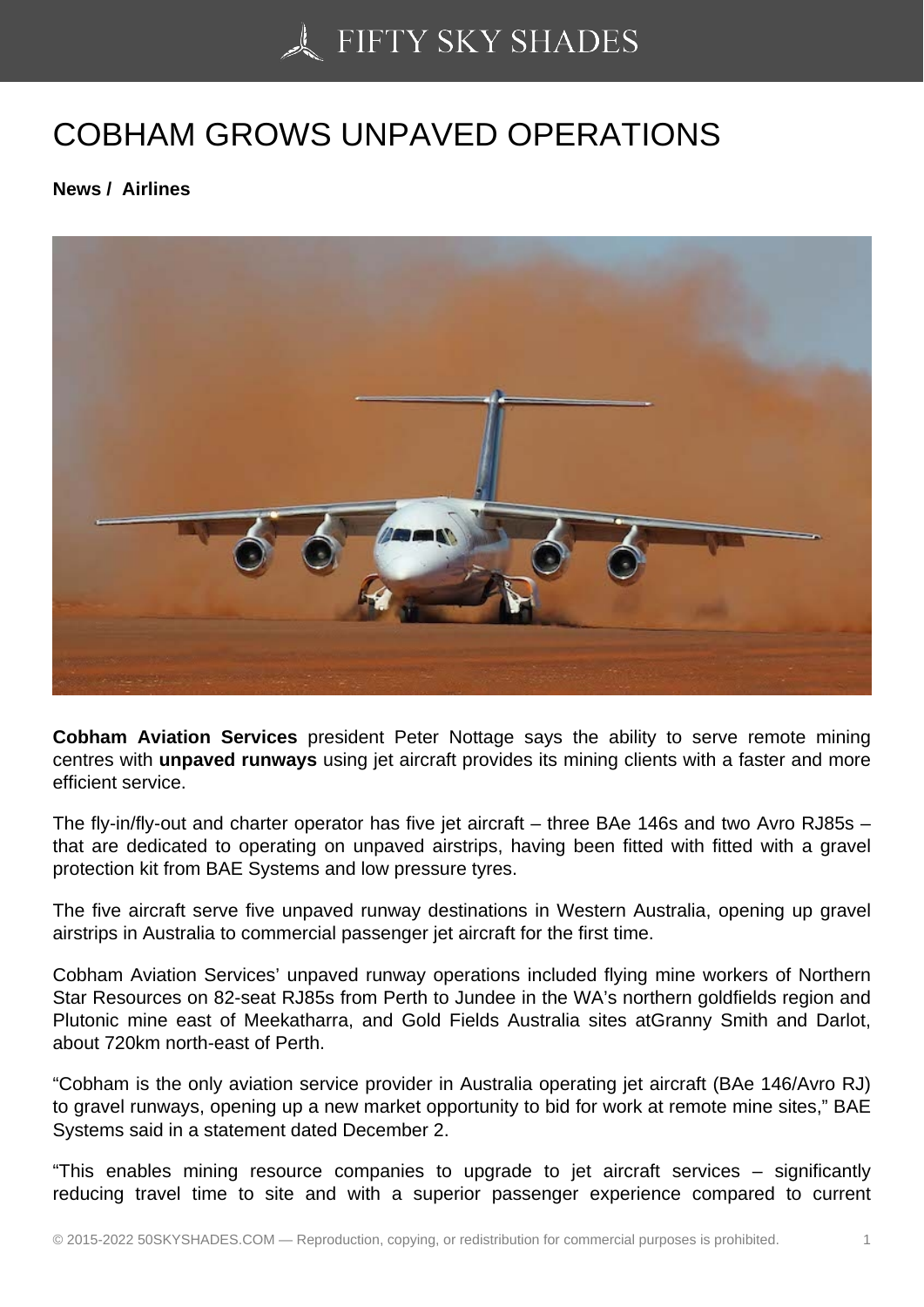# COBHAM GROWS UNPAVED OPERATIONS

**News / Airlines**

**Cobham Aviation Services** president Peter Nottage says the ability to serve remote mining centres with **unpaved runways** using jet aircraft provides its mining clients with a faster and more efficient service.

The fly-in/fly-out and charter operator has five jet aircraft – three BAe 146s and two Avro RJ85s – that are dedicated to operating on unpaved airstrips, having been fitted with fitted with a gravel protection kit from BAE Systems and low pressure tyres.

The five aircraft serve five unpaved runway destinations in Western Australia, opening up gravel airstrips in Australia to commercial passenger jet aircraft for the first time.

Cobham Aviation Services' unpaved runway operations included flying mine workers of Northern Star Resources on 82-seat RJ85s from Perth to Jundee in the WA's northern goldfields region and Plutonic mine east of Meekatharra, and Gold Fields Australia sites atGranny Smith and Darlot, about 720km north-east of Perth.

"Cobham is the only aviation service provider in Australia operating jet aircraft (BAe 146/Avro RJ) to gravel runways, opening up a new market opportunity to bid for work at remote mine sites," BAE Systems said in a statement dated December 2.

"This enables mining resource companies to upgrade to jet aircraft services – significantly reducing travel time to site and with a superior passenger experience compared to current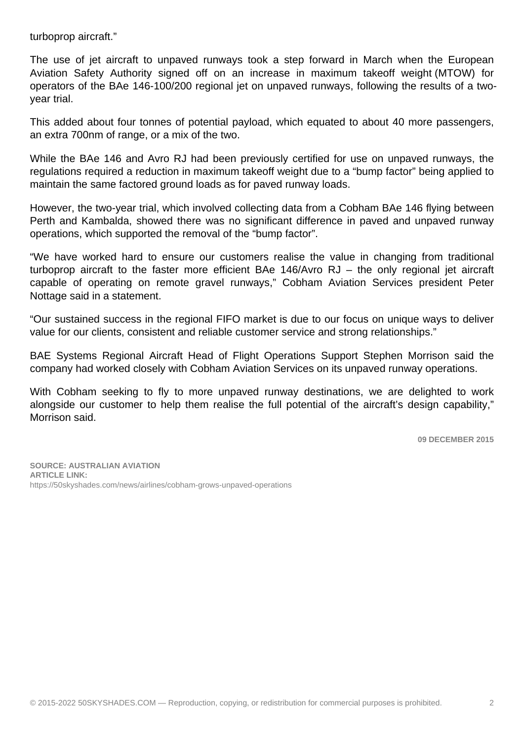turboprop aircraft."

The use of jet aircraft to unpaved runways took a step forward in March when the European Aviation Safety Authority signed off on an increase in maximum takeoff weight (MTOW) for operators of the BAe 146-100/200 regional jet on unpaved runways, following the results of a two-year trial.

This added about four tonnes of potential payload, which equated to about 40 more passengers, an extra 700nm of range, or a mix of the two.

While the BAe 146 and Avro RJ had been previously certified for use on unpaved runways, the regulations required a reduction in maximum takeoff weight due to a "bump factor" being applied to maintain the same factored ground loads as for paved runway loads.

However, the two-year trial, which involved collecting data from a Cobham BAe 146 flying between Perth and Kambalda, showed there was no significant difference in paved and unpaved runway operations, which supported the removal of the "bump factor".

"We have worked hard to ensure our customers realise the value in changing from traditional turboprop aircraft to the faster more efficient BAe 146/Avro RJ – the only regional jet aircraft capable of operating on remote gravel runways," Cobham Aviation Services president Peter Nottage said in a statement.

"Our sustained success in the regional FIFO market is due to our focus on unique ways to deliver value for our clients, consistent and reliable customer service and strong relationships."

BAE Systems Regional Aircraft Head of Flight Operations Support Stephen Morrison said the company had worked closely with Cobham Aviation Services on its unpaved runway operations.

With Cobham seeking to fly to more unpaved runway destinations, we are delighted to work alongside our customer to help them realise the full potential of the aircraft's design capability," Morrison said.

**09 DECEMBER 2015**

**SOURCE: AUSTRALIAN AVIATION**
**ARTICLE LINK:**
https://50skyshades.com/news/airlines/cobham-grows-unpaved-operations